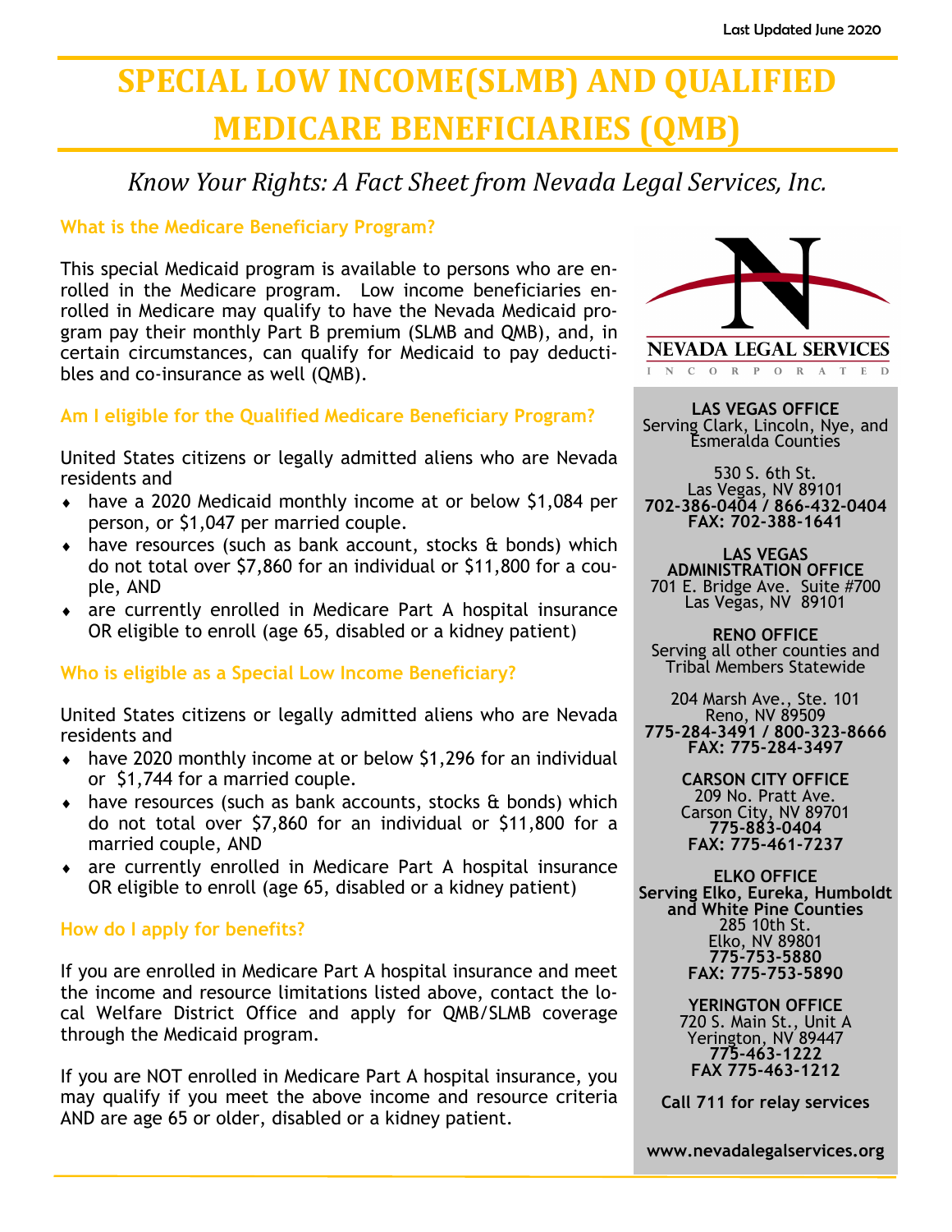Last Updated June 2020

# SPECIAL LOW INCOME(SLMB) AND QUALIFIED MEDICARE BENEFICIARIES (QMB)

*Know Your Rights: A Fact Sheet from Nevada Legal Services, Inc.*

### What is the Medicare Beneficiary Program?

This special Medicaid program is available to persons who are enrolled in the Medicare program. Low income beneficiaries enrolled in Medicare may qualify to have the Nevada Medicaid program pay their monthly Part B premium (SLMB and QMB), and, in certain circumstances, can qualify for Medicaid to pay deductibles and co-insurance as well (QMB).

### Am I eligible for the Qualified Medicare Beneficiary Program?

United States citizens or legally admitted aliens who are Nevada residents and

- have a 2020 Medicaid monthly income at or below $1,084 per person, or $1,047 per married couple.
- have resources (such as bank account, stocks & bonds) which do not total over $7,860 for an individual or $11,800 for a couple, AND
- are currently enrolled in Medicare Part A hospital insurance OR eligible to enroll (age 65, disabled or a kidney patient)

### Who is eligible as a Special Low Income Beneficiary?

United States citizens or legally admitted aliens who are Nevada residents and

- have 2020 monthly income at or below $1,296 for an individual or $1,744 for a married couple.
- have resources (such as bank accounts, stocks & bonds) which do not total over $7,860 for an individual or $11,800 for a married couple, AND
- are currently enrolled in Medicare Part A hospital insurance OR eligible to enroll (age 65, disabled or a kidney patient)

### How do I apply for benefits?

If you are enrolled in Medicare Part A hospital insurance and meet the income and resource limitations listed above, contact the local Welfare District Office and apply for QMB/SLMB coverage through the Medicaid program.

If you are NOT enrolled in Medicare Part A hospital insurance, you may qualify if you meet the above income and resource criteria AND are age 65 or older, disabled or a kidney patient.

---

**NEVADA LEGAL SERVICES INCORPORATED**

**LAS VEGAS OFFICE**
Serving Clark, Lincoln, Nye, and Esmeralda Counties

530 S. 6th St.
Las Vegas, NV 89101
**702-386-0404 / 866-432-0404**
**FAX: 702-388-1641**

**LAS VEGAS ADMINISTRATION OFFICE**
701 E. Bridge Ave. Suite #700
Las Vegas, NV 89101

**RENO OFFICE**
Serving all other counties and Tribal Members Statewide

204 Marsh Ave., Ste. 101
Reno, NV 89509
**775-284-3491 / 800-323-8666**
**FAX: 775-284-3497**

**CARSON CITY OFFICE**
209 No. Pratt Ave.
Carson City, NV 89701
**775-883-0404**
**FAX: 775-461-7237**

**ELKO OFFICE**
**Serving Elko, Eureka, Humboldt and White Pine Counties**
285 10th St.
Elko, NV 89801
**775-753-5880**
**FAX: 775-753-5890**

**YERINGTON OFFICE**
720 S. Main St., Unit A
Yerington, NV 89447
**775-463-1222**
**FAX 775-463-1212**

**Call 711 for relay services**

**www.nevadalegalservices.org**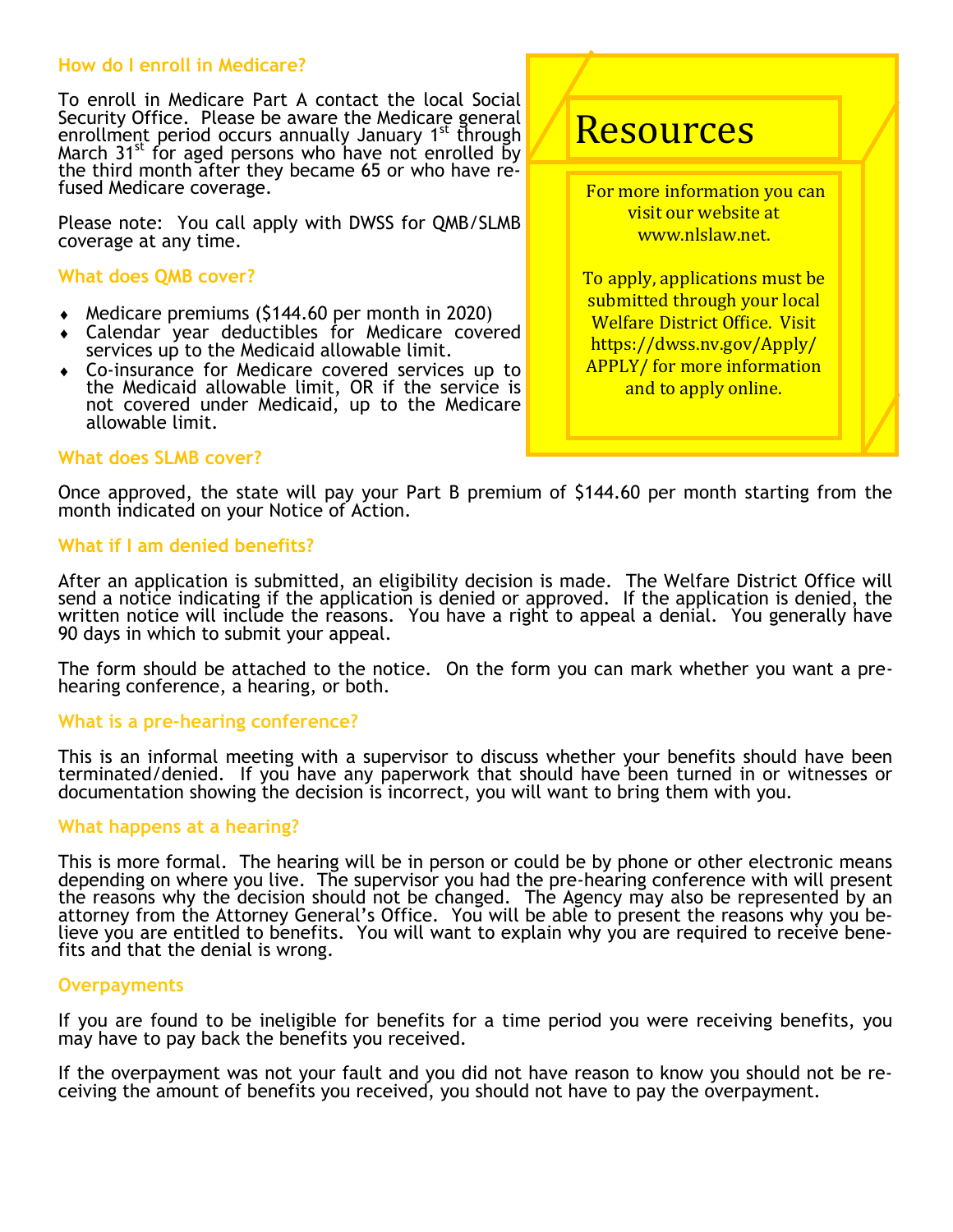### How do I enroll in Medicare?

To enroll in Medicare Part A contact the local Social Security Office. Please be aware the Medicare general enrollment period occurs annually January 1st through March 31st for aged persons who have not enrolled by the third month after they became 65 or who have refused Medicare coverage.

Please note: You call apply with DWSS for QMB/SLMB coverage at any time.

### What does QMB cover?

- Medicare premiums ($144.60 per month in 2020)
- Calendar year deductibles for Medicare covered services up to the Medicaid allowable limit.
- Co-insurance for Medicare covered services up to the Medicaid allowable limit, OR if the service is not covered under Medicaid, up to the Medicare allowable limit.

### What does SLMB cover?

Once approved, the state will pay your Part B premium of $144.60 per month starting from the month indicated on your Notice of Action.

### What if I am denied benefits?

After an application is submitted, an eligibility decision is made. The Welfare District Office will send a notice indicating if the application is denied or approved. If the application is denied, the written notice will include the reasons. You have a right to appeal a denial. You generally have 90 days in which to submit your appeal.

The form should be attached to the notice. On the form you can mark whether you want a pre-hearing conference, a hearing, or both.

### What is a pre-hearing conference?

This is an informal meeting with a supervisor to discuss whether your benefits should have been terminated/denied. If you have any paperwork that should have been turned in or witnesses or documentation showing the decision is incorrect, you will want to bring them with you.

### What happens at a hearing?

This is more formal. The hearing will be in person or could be by phone or other electronic means depending on where you live. The supervisor you had the pre-hearing conference with will present the reasons why the decision should not be changed. The Agency may also be represented by an attorney from the Attorney General's Office. You will be able to present the reasons why you believe you are entitled to benefits. You will want to explain why you are required to receive benefits and that the denial is wrong.

### Overpayments

If you are found to be ineligible for benefits for a time period you were receiving benefits, you may have to pay back the benefits you received.

If the overpayment was not your fault and you did not have reason to know you should not be receiving the amount of benefits you received, you should not have to pay the overpayment.

## Resources

For more information you can visit our website at www.nlslaw.net.

To apply, applications must be submitted through your local Welfare District Office. Visit https://dwss.nv.gov/Apply/APPLY/ for more information and to apply online.